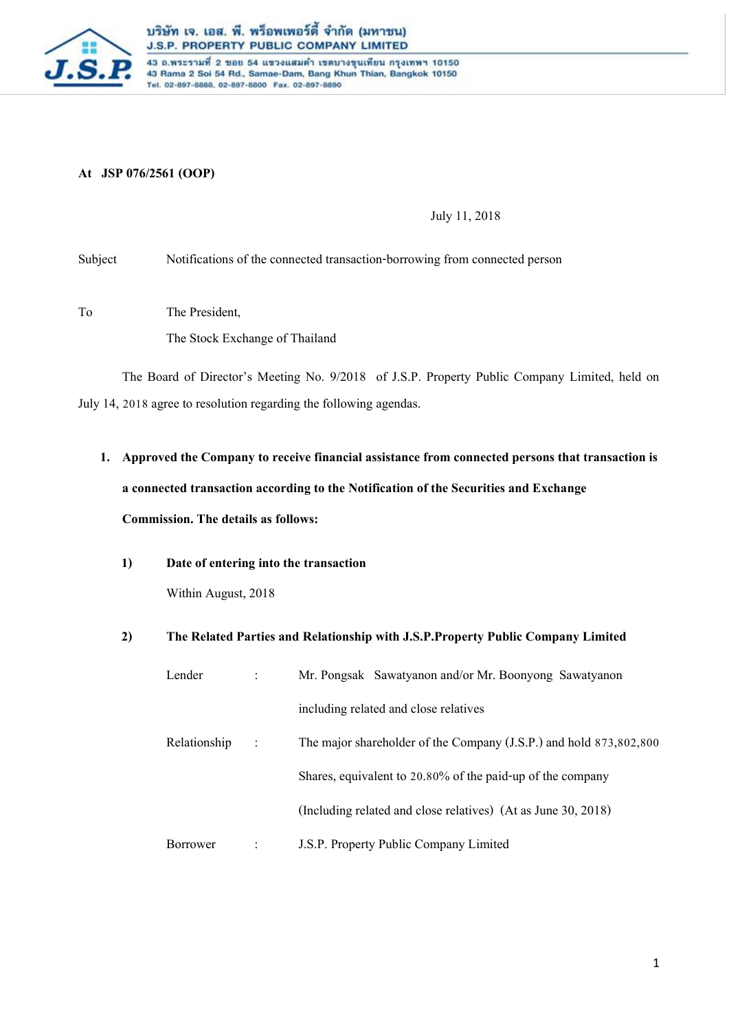**At JSP 076/2561 (OOP)**

July 11, 2018

Subject Notifications of the connected transaction-borrowing from connected person

To The President,

The Stock Exchange of Thailand

The Board of Director's Meeting No. 9/2018 of J.S.P. Property Public Company Limited, held on July 14, 2018 agree to resolution regarding the following agendas.

1. **Approved the Company to receive financial assistance from connected persons that transaction is a connected transaction according to the Notification of the Securities and Exchange Commission. The details as follows:**

   1) **Date of entering into the transaction**

      Within August, 2018

   2) **The Related Parties and Relationship with J.S.P.Property Public Company Limited**

      Lender : Mr. Pongsak Sawatyanon and/or Mr. Boonyong Sawatyanon including related and close relatives

      Relationship : The major shareholder of the Company (J.S.P.) and hold 873,802,800 Shares, equivalent to 20.80% of the paid-up of the company (Including related and close relatives) (At as June 30, 2018)

      Borrower : J.S.P. Property Public Company Limited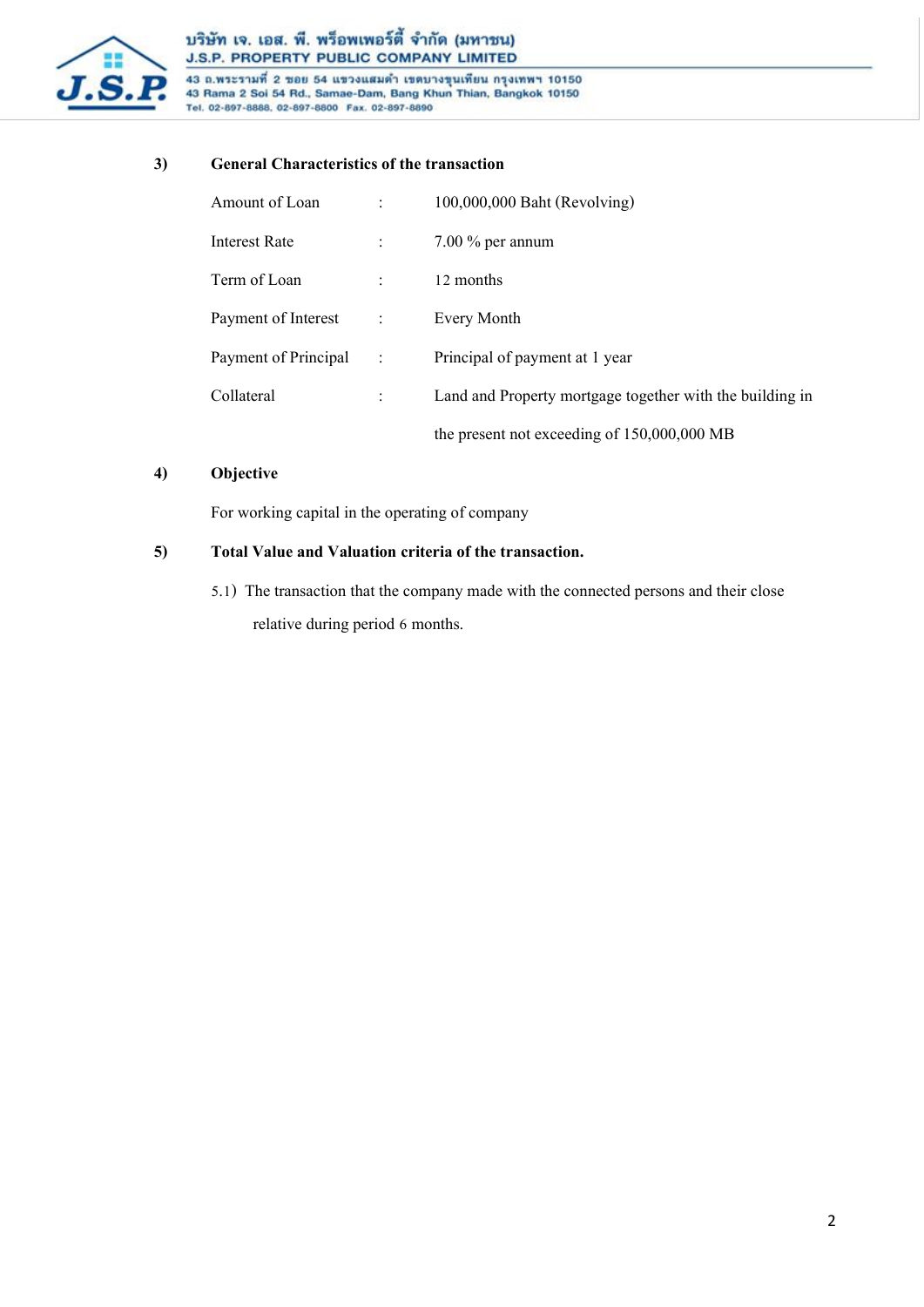**3) General Characteristics of the transaction**

| | | |
|---|---|---|
| Amount of Loan | : | 100,000,000 Baht (Revolving) |
| Interest Rate | : | 7.00 % per annum |
| Term of Loan | : | 12 months |
| Payment of Interest | : | Every Month |
| Payment of Principal | : | Principal of payment at 1 year |
| Collateral | : | Land and Property mortgage together with the building in the present not exceeding of 150,000,000 MB |

**4) Objective**

For working capital in the operating of company

**5) Total Value and Valuation criteria of the transaction.**

5.1) The transaction that the company made with the connected persons and their close relative during period 6 months.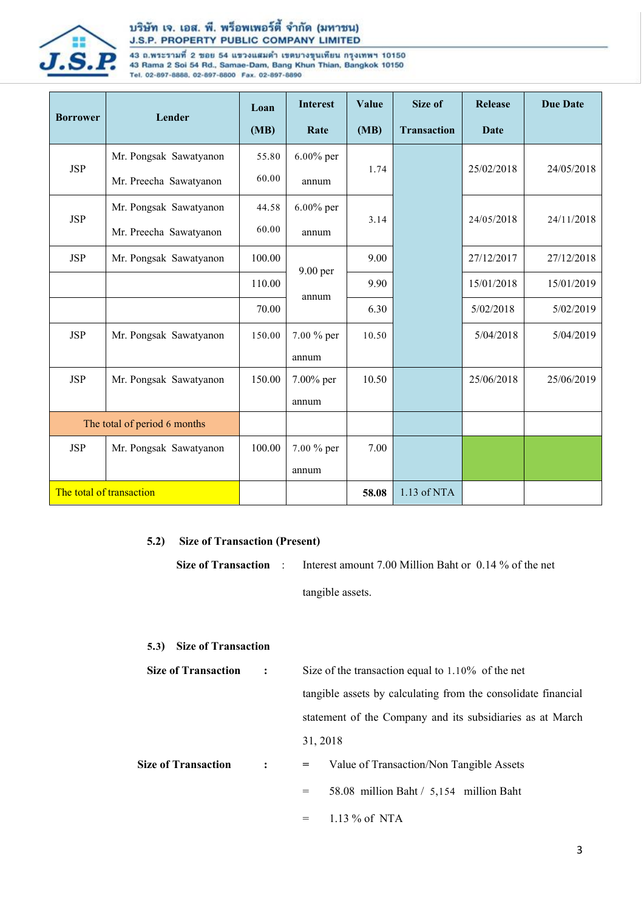| Borrower | Lender | Loan (MB) | Interest Rate | Value (MB) | Size of Transaction | Release Date | Due Date |
|---|---|---|---|---|---|---|---|
| JSP | Mr. Pongsak Sawatyanon<br>Mr. Preecha Sawatyanon | 55.80<br>60.00 | 6.00% per annum | 1.74 | | 25/02/2018 | 24/05/2018 |
| JSP | Mr. Pongsak Sawatyanon<br>Mr. Preecha Sawatyanon | 44.58<br>60.00 | 6.00% per annum | 3.14 | | 24/05/2018 | 24/11/2018 |
| JSP | Mr. Pongsak Sawatyanon | 100.00 | 9.00 per annum | 9.00 | | 27/12/2017 | 27/12/2018 |
| | | 110.00 | | 9.90 | | 15/01/2018 | 15/01/2019 |
| | | 70.00 | | 6.30 | | 5/02/2018 | 5/02/2019 |
| JSP | Mr. Pongsak Sawatyanon | 150.00 | 7.00 % per annum | 10.50 | | 5/04/2018 | 5/04/2019 |
| JSP | Mr. Pongsak Sawatyanon | 150.00 | 7.00% per annum | 10.50 | | 25/06/2018 | 25/06/2019 |
| The total of period 6 months | | | | | | | |
| JSP | Mr. Pongsak Sawatyanon | 100.00 | 7.00 % per annum | 7.00 | | | |
| The total of transaction | | | | **58.08** | 1.13 of NTA | | |

**5.2) Size of Transaction (Present)**

**Size of Transaction** : Interest amount 7.00 Million Baht or 0.14 % of the net tangible assets.

**5.3) Size of Transaction**

**Size of Transaction** : Size of the transaction equal to 1.10% of the net tangible assets by calculating from the consolidate financial statement of the Company and its subsidiaries as at March 31, 2018

**Size of Transaction** : = Value of Transaction/Non Tangible Assets

= 58.08 million Baht / 5,154 million Baht

= 1.13 % of NTA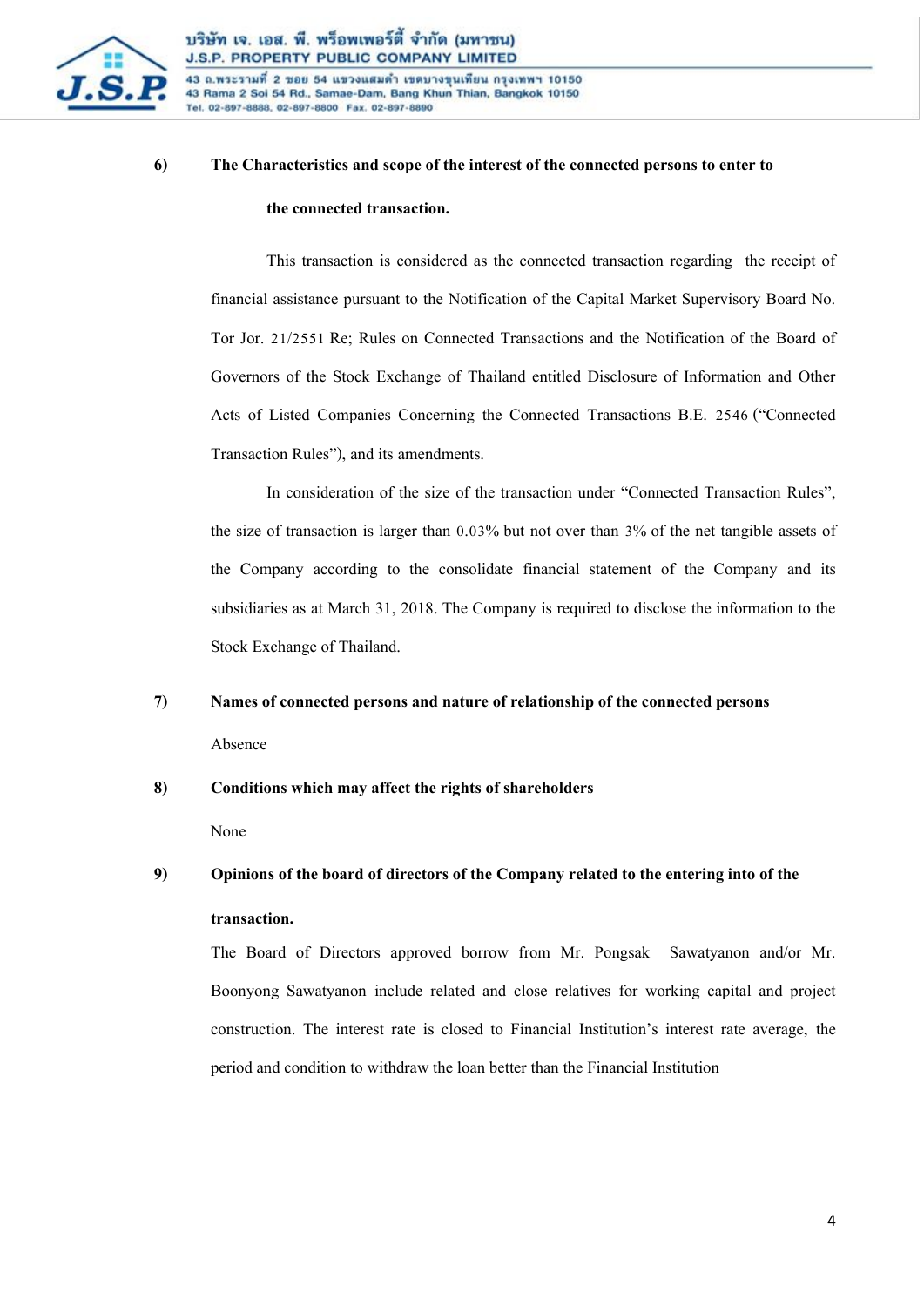6) **The Characteristics and scope of the interest of the connected persons to enter to the connected transaction.**

This transaction is considered as the connected transaction regarding the receipt of financial assistance pursuant to the Notification of the Capital Market Supervisory Board No. Tor Jor. 21/2551 Re; Rules on Connected Transactions and the Notification of the Board of Governors of the Stock Exchange of Thailand entitled Disclosure of Information and Other Acts of Listed Companies Concerning the Connected Transactions B.E. 2546 ("Connected Transaction Rules"), and its amendments.

In consideration of the size of the transaction under "Connected Transaction Rules", the size of transaction is larger than 0.03% but not over than 3% of the net tangible assets of the Company according to the consolidate financial statement of the Company and its subsidiaries as at March 31, 2018. The Company is required to disclose the information to the Stock Exchange of Thailand.

7) **Names of connected persons and nature of relationship of the connected persons**

Absence

8) **Conditions which may affect the rights of shareholders**

None

9) **Opinions of the board of directors of the Company related to the entering into of the transaction.**

The Board of Directors approved borrow from Mr. Pongsak Sawatyanon and/or Mr. Boonyong Sawatyanon include related and close relatives for working capital and project construction. The interest rate is closed to Financial Institution's interest rate average, the period and condition to withdraw the loan better than the Financial Institution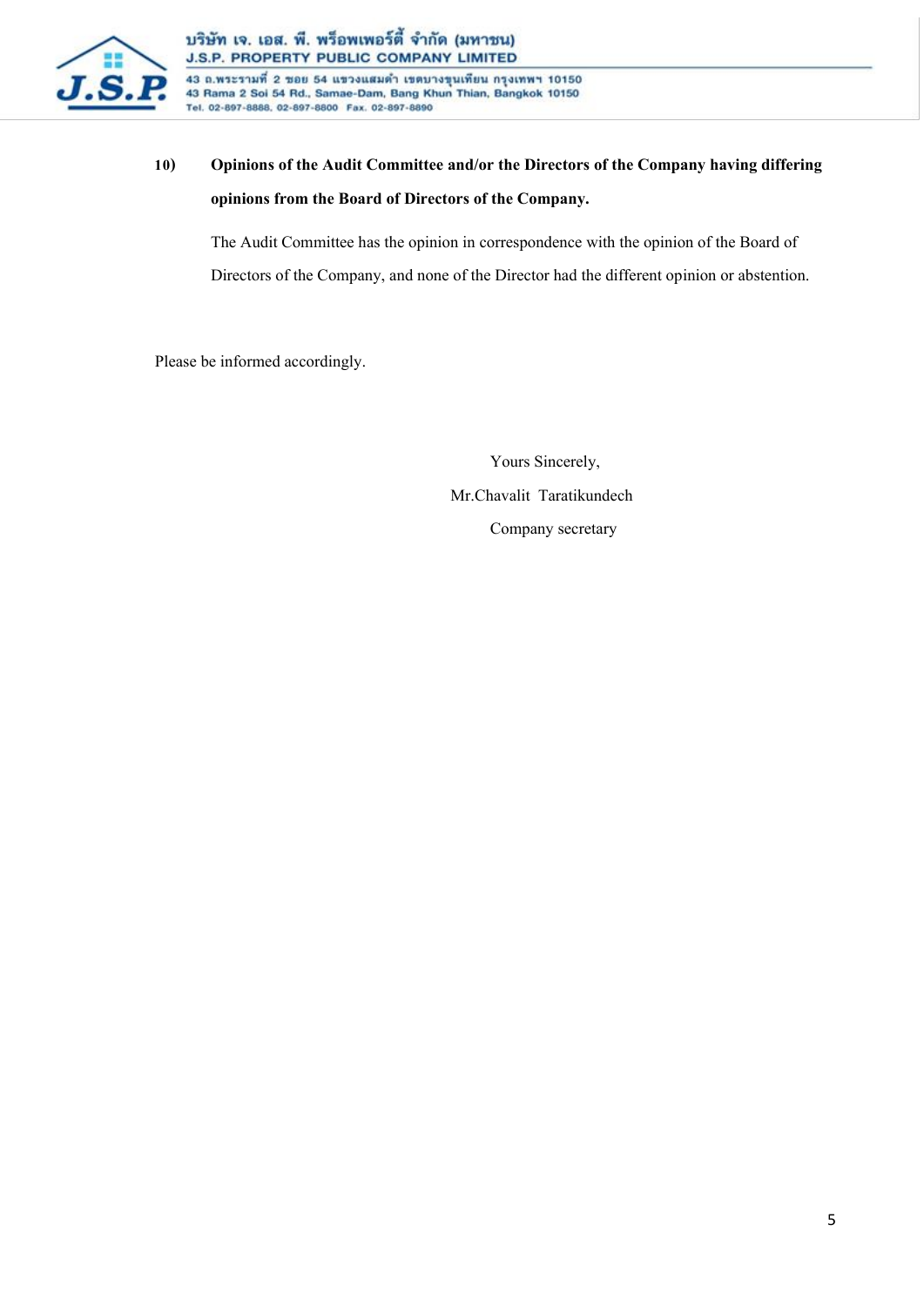**10) Opinions of the Audit Committee and/or the Directors of the Company having differing opinions from the Board of Directors of the Company.**

The Audit Committee has the opinion in correspondence with the opinion of the Board of Directors of the Company, and none of the Director had the different opinion or abstention.

Please be informed accordingly.

Yours Sincerely,

Mr.Chavalit Taratikundech

Company secretary